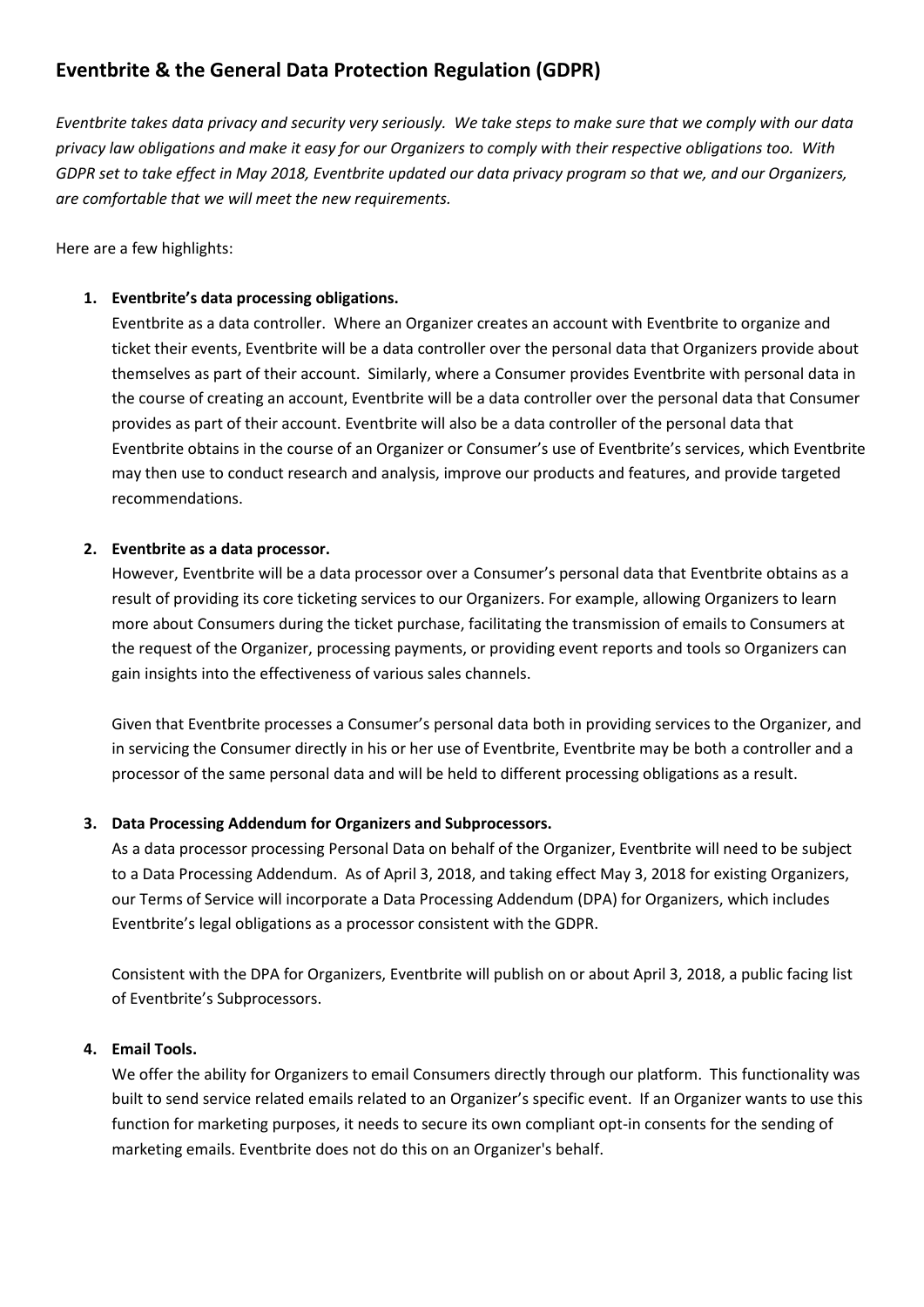## Eventbrite & the General Data Protection Regulation (GDPR)

*Eventbrite takes data privacy and security very seriously. We take steps to make sure that we comply with our data privacy law obligations and make it easy for our Organizers to comply with their respective obligations too. With GDPR set to take effect in May 2018, Eventbrite updated our data privacy program so that we, and our Organizers, are comfortable that we will meet the new requirements.*

Here are a few highlights:

1. **Eventbrite's data processing obligations.**
   Eventbrite as a data controller. Where an Organizer creates an account with Eventbrite to organize and ticket their events, Eventbrite will be a data controller over the personal data that Organizers provide about themselves as part of their account. Similarly, where a Consumer provides Eventbrite with personal data in the course of creating an account, Eventbrite will be a data controller over the personal data that Consumer provides as part of their account. Eventbrite will also be a data controller of the personal data that Eventbrite obtains in the course of an Organizer or Consumer's use of Eventbrite's services, which Eventbrite may then use to conduct research and analysis, improve our products and features, and provide targeted recommendations.

2. **Eventbrite as a data processor.**
   However, Eventbrite will be a data processor over a Consumer's personal data that Eventbrite obtains as a result of providing its core ticketing services to our Organizers. For example, allowing Organizers to learn more about Consumers during the ticket purchase, facilitating the transmission of emails to Consumers at the request of the Organizer, processing payments, or providing event reports and tools so Organizers can gain insights into the effectiveness of various sales channels.

   Given that Eventbrite processes a Consumer's personal data both in providing services to the Organizer, and in servicing the Consumer directly in his or her use of Eventbrite, Eventbrite may be both a controller and a processor of the same personal data and will be held to different processing obligations as a result.

3. **Data Processing Addendum for Organizers and Subprocessors.**
   As a data processor processing Personal Data on behalf of the Organizer, Eventbrite will need to be subject to a Data Processing Addendum. As of April 3, 2018, and taking effect May 3, 2018 for existing Organizers, our Terms of Service will incorporate a Data Processing Addendum (DPA) for Organizers, which includes Eventbrite's legal obligations as a processor consistent with the GDPR.

   Consistent with the DPA for Organizers, Eventbrite will publish on or about April 3, 2018, a public facing list of Eventbrite's Subprocessors.

4. **Email Tools.**
   We offer the ability for Organizers to email Consumers directly through our platform. This functionality was built to send service related emails related to an Organizer's specific event. If an Organizer wants to use this function for marketing purposes, it needs to secure its own compliant opt-in consents for the sending of marketing emails. Eventbrite does not do this on an Organizer's behalf.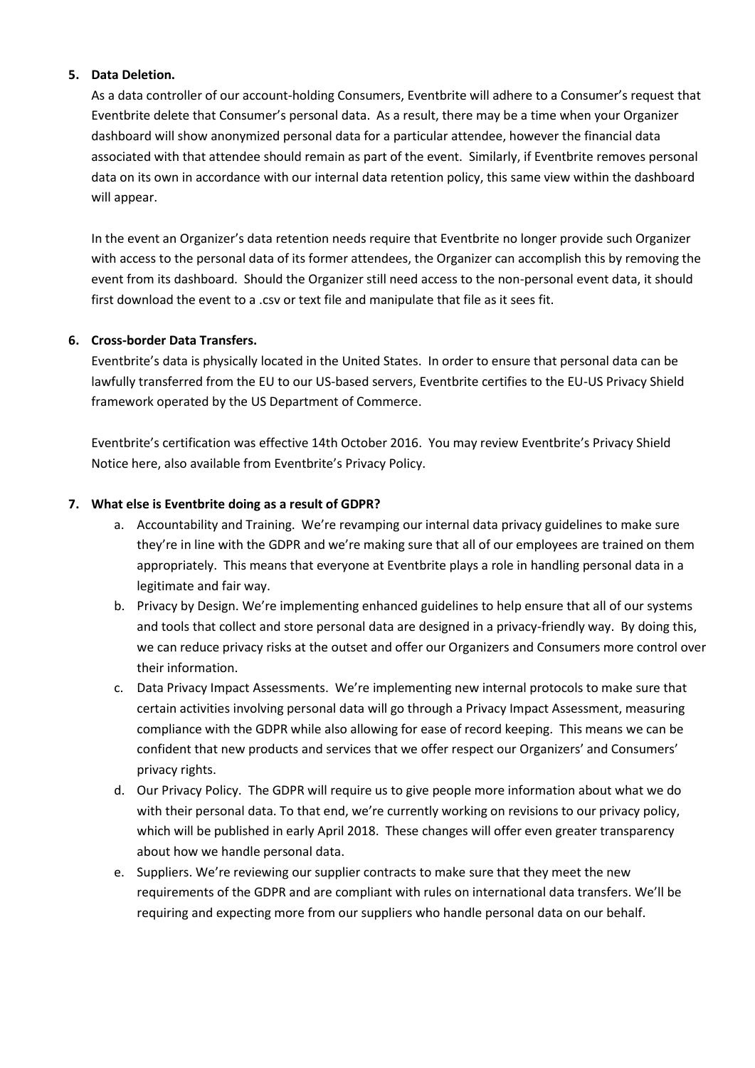**5. Data Deletion.**

As a data controller of our account-holding Consumers, Eventbrite will adhere to a Consumer's request that Eventbrite delete that Consumer's personal data. As a result, there may be a time when your Organizer dashboard will show anonymized personal data for a particular attendee, however the financial data associated with that attendee should remain as part of the event. Similarly, if Eventbrite removes personal data on its own in accordance with our internal data retention policy, this same view within the dashboard will appear.

In the event an Organizer's data retention needs require that Eventbrite no longer provide such Organizer with access to the personal data of its former attendees, the Organizer can accomplish this by removing the event from its dashboard. Should the Organizer still need access to the non-personal event data, it should first download the event to a .csv or text file and manipulate that file as it sees fit.

**6. Cross-border Data Transfers.**

Eventbrite's data is physically located in the United States. In order to ensure that personal data can be lawfully transferred from the EU to our US-based servers, Eventbrite certifies to the EU-US Privacy Shield framework operated by the US Department of Commerce.

Eventbrite's certification was effective 14th October 2016. You may review Eventbrite's Privacy Shield Notice here, also available from Eventbrite's Privacy Policy.

**7. What else is Eventbrite doing as a result of GDPR?**

a. Accountability and Training. We're revamping our internal data privacy guidelines to make sure they're in line with the GDPR and we're making sure that all of our employees are trained on them appropriately. This means that everyone at Eventbrite plays a role in handling personal data in a legitimate and fair way.

b. Privacy by Design. We're implementing enhanced guidelines to help ensure that all of our systems and tools that collect and store personal data are designed in a privacy-friendly way. By doing this, we can reduce privacy risks at the outset and offer our Organizers and Consumers more control over their information.

c. Data Privacy Impact Assessments. We're implementing new internal protocols to make sure that certain activities involving personal data will go through a Privacy Impact Assessment, measuring compliance with the GDPR while also allowing for ease of record keeping. This means we can be confident that new products and services that we offer respect our Organizers' and Consumers' privacy rights.

d. Our Privacy Policy. The GDPR will require us to give people more information about what we do with their personal data. To that end, we're currently working on revisions to our privacy policy, which will be published in early April 2018. These changes will offer even greater transparency about how we handle personal data.

e. Suppliers. We're reviewing our supplier contracts to make sure that they meet the new requirements of the GDPR and are compliant with rules on international data transfers. We'll be requiring and expecting more from our suppliers who handle personal data on our behalf.